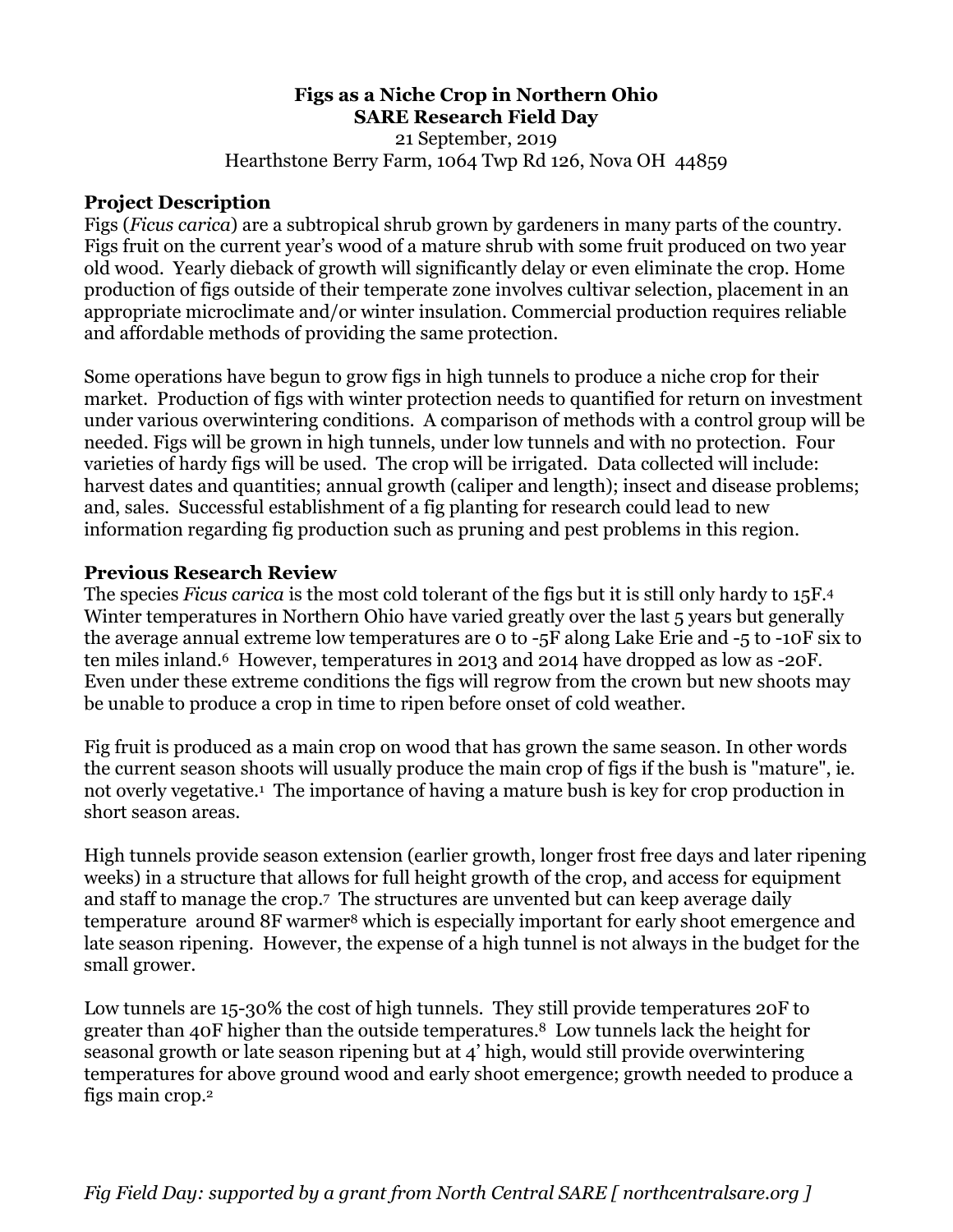# Figs as a Niche Crop in Northern Ohio
## SARE Research Field Day

21 September, 2019

Hearthstone Berry Farm, 1064 Twp Rd 126, Nova OH 44859

### Project Description

Figs (*Ficus carica*) are a subtropical shrub grown by gardeners in many parts of the country. Figs fruit on the current year's wood of a mature shrub with some fruit produced on two year old wood. Yearly dieback of growth will significantly delay or even eliminate the crop. Home production of figs outside of their temperate zone involves cultivar selection, placement in an appropriate microclimate and/or winter insulation. Commercial production requires reliable and affordable methods of providing the same protection.

Some operations have begun to grow figs in high tunnels to produce a niche crop for their market. Production of figs with winter protection needs to quantified for return on investment under various overwintering conditions. A comparison of methods with a control group will be needed. Figs will be grown in high tunnels, under low tunnels and with no protection. Four varieties of hardy figs will be used. The crop will be irrigated. Data collected will include: harvest dates and quantities; annual growth (caliper and length); insect and disease problems; and, sales. Successful establishment of a fig planting for research could lead to new information regarding fig production such as pruning and pest problems in this region.

### Previous Research Review

The species *Ficus carica* is the most cold tolerant of the figs but it is still only hardy to 15F.[4] Winter temperatures in Northern Ohio have varied greatly over the last 5 years but generally the average annual extreme low temperatures are 0 to -5F along Lake Erie and -5 to -10F six to ten miles inland.[6] However, temperatures in 2013 and 2014 have dropped as low as -20F. Even under these extreme conditions the figs will regrow from the crown but new shoots may be unable to produce a crop in time to ripen before onset of cold weather.

Fig fruit is produced as a main crop on wood that has grown the same season. In other words the current season shoots will usually produce the main crop of figs if the bush is "mature", ie. not overly vegetative.[1] The importance of having a mature bush is key for crop production in short season areas.

High tunnels provide season extension (earlier growth, longer frost free days and later ripening weeks) in a structure that allows for full height growth of the crop, and access for equipment and staff to manage the crop.[7] The structures are unvented but can keep average daily temperature around 8F warmer[8] which is especially important for early shoot emergence and late season ripening. However, the expense of a high tunnel is not always in the budget for the small grower.

Low tunnels are 15-30% the cost of high tunnels. They still provide temperatures 20F to greater than 40F higher than the outside temperatures.[8] Low tunnels lack the height for seasonal growth or late season ripening but at 4' high, would still provide overwintering temperatures for above ground wood and early shoot emergence; growth needed to produce a figs main crop.[2]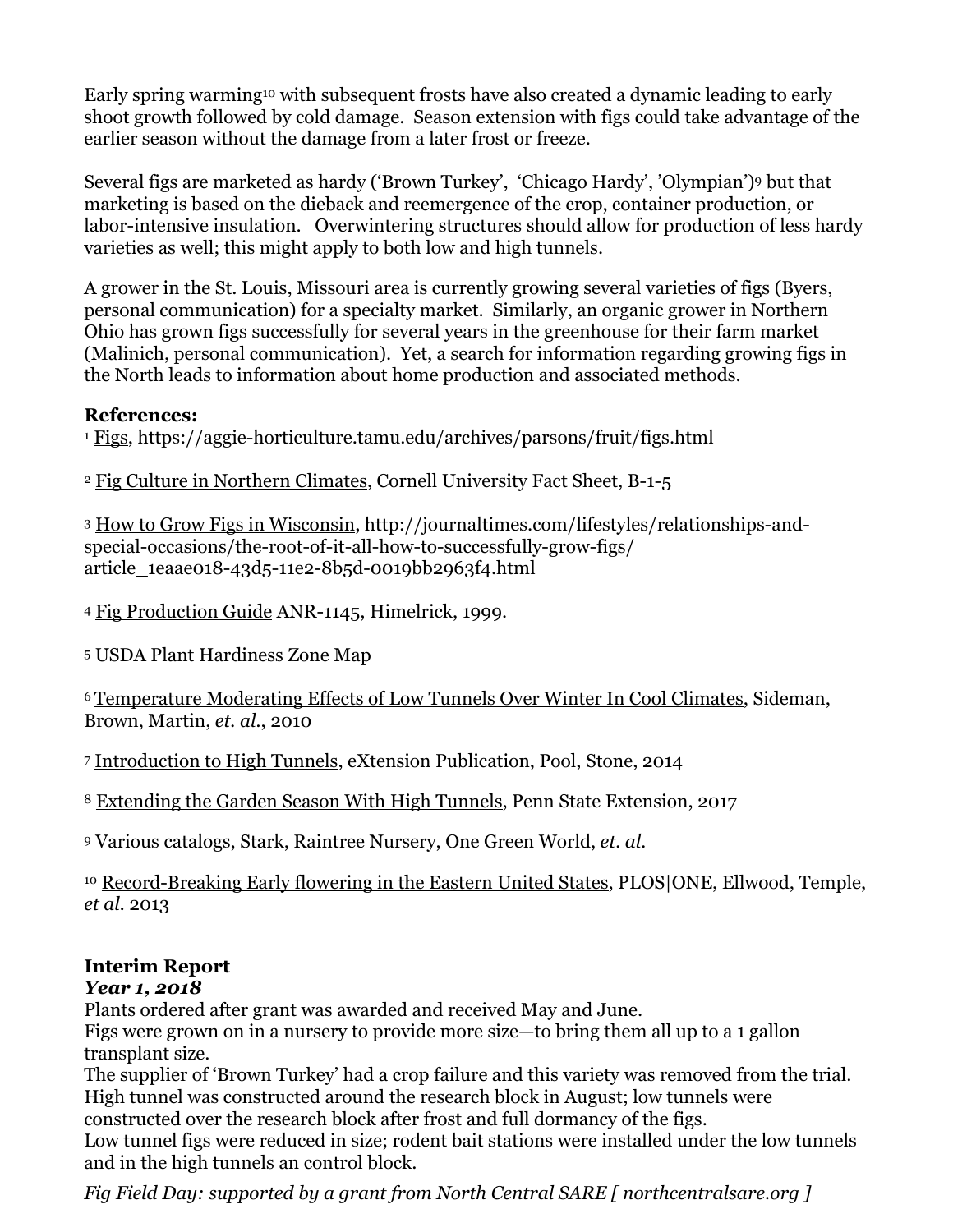Early spring warming[10] with subsequent frosts have also created a dynamic leading to early shoot growth followed by cold damage. Season extension with figs could take advantage of the earlier season without the damage from a later frost or freeze.

Several figs are marketed as hardy ('Brown Turkey', 'Chicago Hardy', 'Olympian')[9] but that marketing is based on the dieback and reemergence of the crop, container production, or labor-intensive insulation. Overwintering structures should allow for production of less hardy varieties as well; this might apply to both low and high tunnels.

A grower in the St. Louis, Missouri area is currently growing several varieties of figs (Byers, personal communication) for a specialty market. Similarly, an organic grower in Northern Ohio has grown figs successfully for several years in the greenhouse for their farm market (Malinich, personal communication). Yet, a search for information regarding growing figs in the North leads to information about home production and associated methods.

**References:**

[1] Figs, https://aggie-horticulture.tamu.edu/archives/parsons/fruit/figs.html

[2] Fig Culture in Northern Climates, Cornell University Fact Sheet, B-1-5

[3] How to Grow Figs in Wisconsin, http://journaltimes.com/lifestyles/relationships-and-special-occasions/the-root-of-it-all-how-to-successfully-grow-figs/article_1eaae018-43d5-11e2-8b5d-0019bb2963f4.html

[4] Fig Production Guide ANR-1145, Himelrick, 1999.

[5] USDA Plant Hardiness Zone Map

[6] Temperature Moderating Effects of Low Tunnels Over Winter In Cool Climates, Sideman, Brown, Martin, *et. al.*, 2010

[7] Introduction to High Tunnels, eXtension Publication, Pool, Stone, 2014

[8] Extending the Garden Season With High Tunnels, Penn State Extension, 2017

[9] Various catalogs, Stark, Raintree Nursery, One Green World, *et. al.*

[10] Record-Breaking Early flowering in the Eastern United States, PLOS|ONE, Ellwood, Temple, *et al.* 2013

**Interim Report**

***Year 1, 2018***

Plants ordered after grant was awarded and received May and June.
Figs were grown on in a nursery to provide more size—to bring them all up to a 1 gallon transplant size.
The supplier of 'Brown Turkey' had a crop failure and this variety was removed from the trial.
High tunnel was constructed around the research block in August; low tunnels were constructed over the research block after frost and full dormancy of the figs.
Low tunnel figs were reduced in size; rodent bait stations were installed under the low tunnels and in the high tunnels an control block.

*Fig Field Day: supported by a grant from North Central SARE [ northcentralsare.org ]*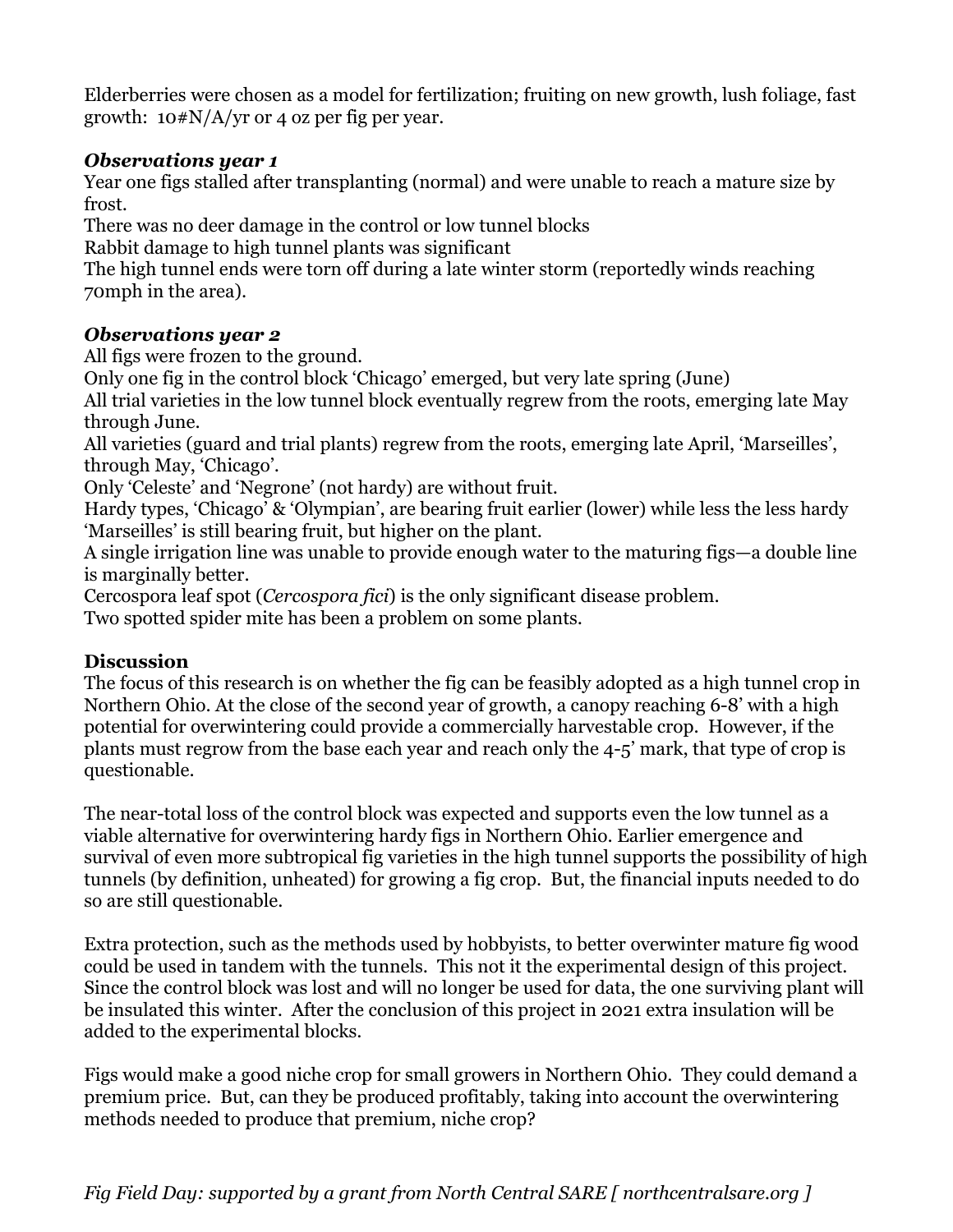Elderberries were chosen as a model for fertilization; fruiting on new growth, lush foliage, fast growth: 10#N/A/yr or 4 oz per fig per year.

***Observations year 1***

Year one figs stalled after transplanting (normal) and were unable to reach a mature size by frost.
There was no deer damage in the control or low tunnel blocks
Rabbit damage to high tunnel plants was significant
The high tunnel ends were torn off during a late winter storm (reportedly winds reaching 70mph in the area).

***Observations year 2***

All figs were frozen to the ground.
Only one fig in the control block 'Chicago' emerged, but very late spring (June)
All trial varieties in the low tunnel block eventually regrew from the roots, emerging late May through June.
All varieties (guard and trial plants) regrew from the roots, emerging late April, 'Marseilles', through May, 'Chicago'.
Only 'Celeste' and 'Negrone' (not hardy) are without fruit.
Hardy types, 'Chicago' & 'Olympian', are bearing fruit earlier (lower) while less the less hardy 'Marseilles' is still bearing fruit, but higher on the plant.
A single irrigation line was unable to provide enough water to the maturing figs—a double line is marginally better.
Cercospora leaf spot (*Cercospora fici*) is the only significant disease problem.
Two spotted spider mite has been a problem on some plants.

**Discussion**

The focus of this research is on whether the fig can be feasibly adopted as a high tunnel crop in Northern Ohio. At the close of the second year of growth, a canopy reaching 6-8' with a high potential for overwintering could provide a commercially harvestable crop. However, if the plants must regrow from the base each year and reach only the 4-5' mark, that type of crop is questionable.

The near-total loss of the control block was expected and supports even the low tunnel as a viable alternative for overwintering hardy figs in Northern Ohio. Earlier emergence and survival of even more subtropical fig varieties in the high tunnel supports the possibility of high tunnels (by definition, unheated) for growing a fig crop. But, the financial inputs needed to do so are still questionable.

Extra protection, such as the methods used by hobbyists, to better overwinter mature fig wood could be used in tandem with the tunnels. This not it the experimental design of this project. Since the control block was lost and will no longer be used for data, the one surviving plant will be insulated this winter. After the conclusion of this project in 2021 extra insulation will be added to the experimental blocks.

Figs would make a good niche crop for small growers in Northern Ohio. They could demand a premium price. But, can they be produced profitably, taking into account the overwintering methods needed to produce that premium, niche crop?

*Fig Field Day: supported by a grant from North Central SARE [ northcentralsare.org ]*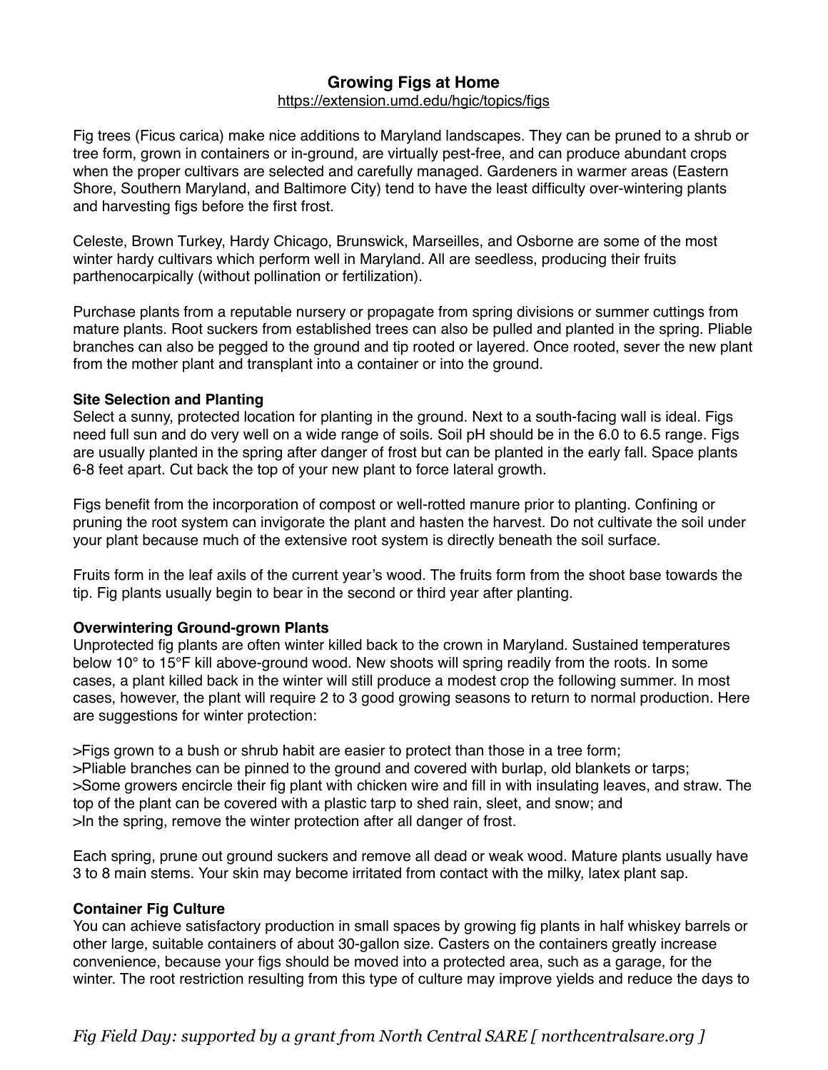# Growing Figs at Home

https://extension.umd.edu/hgic/topics/figs

Fig trees (Ficus carica) make nice additions to Maryland landscapes. They can be pruned to a shrub or tree form, grown in containers or in-ground, are virtually pest-free, and can produce abundant crops when the proper cultivars are selected and carefully managed. Gardeners in warmer areas (Eastern Shore, Southern Maryland, and Baltimore City) tend to have the least difficulty over-wintering plants and harvesting figs before the first frost.

Celeste, Brown Turkey, Hardy Chicago, Brunswick, Marseilles, and Osborne are some of the most winter hardy cultivars which perform well in Maryland. All are seedless, producing their fruits parthenocarpically (without pollination or fertilization).

Purchase plants from a reputable nursery or propagate from spring divisions or summer cuttings from mature plants. Root suckers from established trees can also be pulled and planted in the spring. Pliable branches can also be pegged to the ground and tip rooted or layered. Once rooted, sever the new plant from the mother plant and transplant into a container or into the ground.

**Site Selection and Planting**

Select a sunny, protected location for planting in the ground. Next to a south-facing wall is ideal. Figs need full sun and do very well on a wide range of soils. Soil pH should be in the 6.0 to 6.5 range. Figs are usually planted in the spring after danger of frost but can be planted in the early fall. Space plants 6-8 feet apart. Cut back the top of your new plant to force lateral growth.

Figs benefit from the incorporation of compost or well-rotted manure prior to planting. Confining or pruning the root system can invigorate the plant and hasten the harvest. Do not cultivate the soil under your plant because much of the extensive root system is directly beneath the soil surface.

Fruits form in the leaf axils of the current year's wood. The fruits form from the shoot base towards the tip. Fig plants usually begin to bear in the second or third year after planting.

**Overwintering Ground-grown Plants**

Unprotected fig plants are often winter killed back to the crown in Maryland. Sustained temperatures below 10° to 15°F kill above-ground wood. New shoots will spring readily from the roots. In some cases, a plant killed back in the winter will still produce a modest crop the following summer. In most cases, however, the plant will require 2 to 3 good growing seasons to return to normal production. Here are suggestions for winter protection:

>Figs grown to a bush or shrub habit are easier to protect than those in a tree form;
>Pliable branches can be pinned to the ground and covered with burlap, old blankets or tarps;
>Some growers encircle their fig plant with chicken wire and fill in with insulating leaves, and straw. The top of the plant can be covered with a plastic tarp to shed rain, sleet, and snow; and
>In the spring, remove the winter protection after all danger of frost.

Each spring, prune out ground suckers and remove all dead or weak wood. Mature plants usually have 3 to 8 main stems. Your skin may become irritated from contact with the milky, latex plant sap.

**Container Fig Culture**

You can achieve satisfactory production in small spaces by growing fig plants in half whiskey barrels or other large, suitable containers of about 30-gallon size. Casters on the containers greatly increase convenience, because your figs should be moved into a protected area, such as a garage, for the winter. The root restriction resulting from this type of culture may improve yields and reduce the days to

*Fig Field Day: supported by a grant from North Central SARE [ northcentralsare.org ]*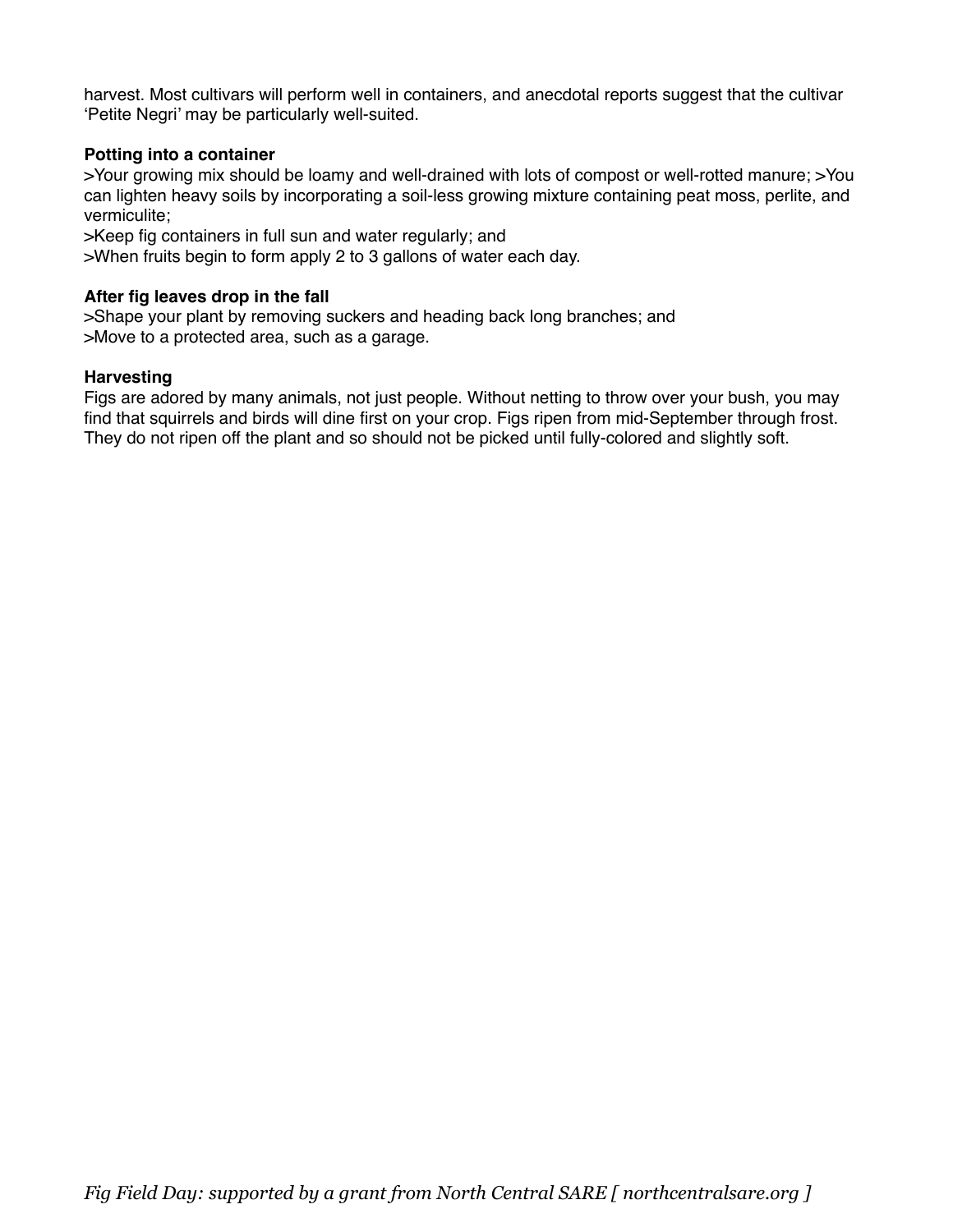harvest. Most cultivars will perform well in containers, and anecdotal reports suggest that the cultivar 'Petite Negri' may be particularly well-suited.

**Potting into a container**

>Your growing mix should be loamy and well-drained with lots of compost or well-rotted manure; >You can lighten heavy soils by incorporating a soil-less growing mixture containing peat moss, perlite, and vermiculite;
>Keep fig containers in full sun and water regularly; and
>When fruits begin to form apply 2 to 3 gallons of water each day.

**After fig leaves drop in the fall**

>Shape your plant by removing suckers and heading back long branches; and
>Move to a protected area, such as a garage.

**Harvesting**

Figs are adored by many animals, not just people. Without netting to throw over your bush, you may find that squirrels and birds will dine first on your crop. Figs ripen from mid-September through frost. They do not ripen off the plant and so should not be picked until fully-colored and slightly soft.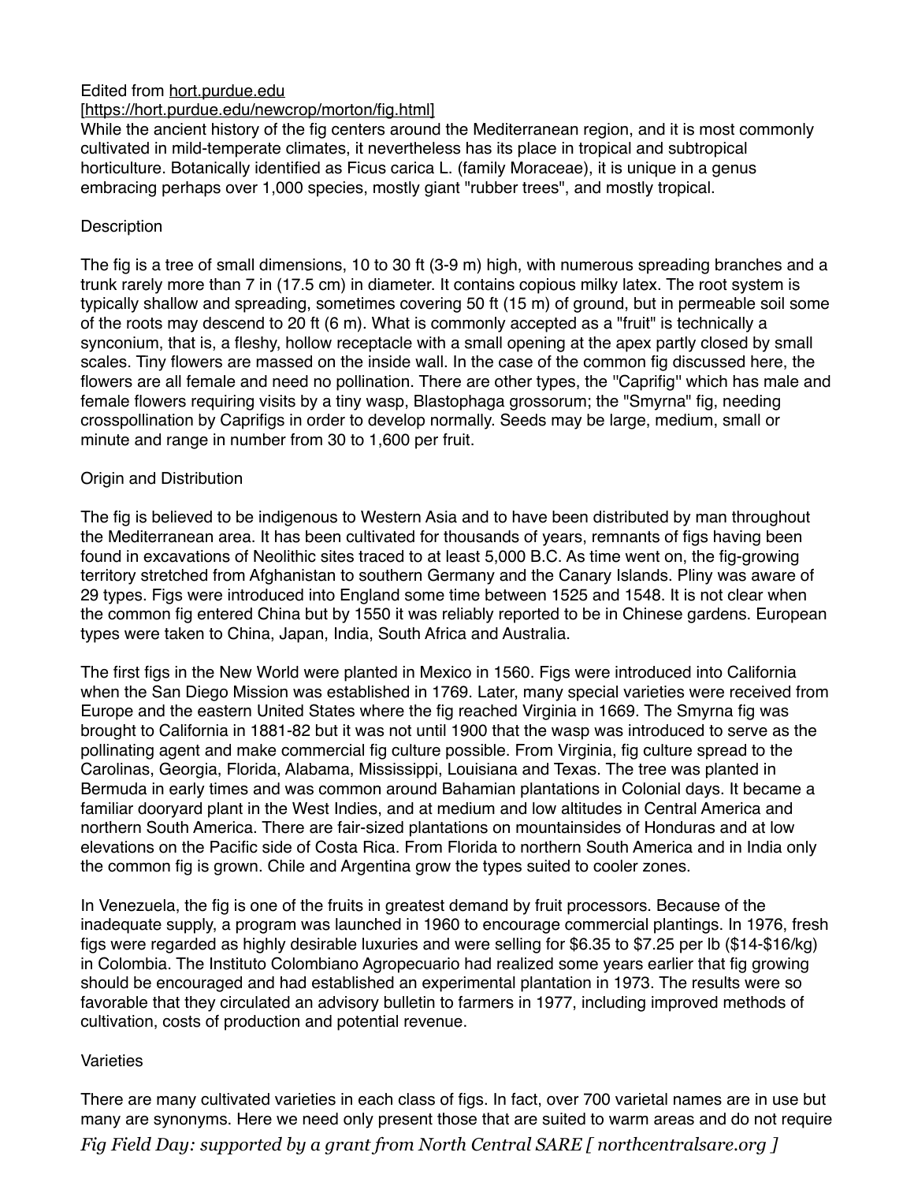Edited from hort.purdue.edu
[https://hort.purdue.edu/newcrop/morton/fig.html]
While the ancient history of the fig centers around the Mediterranean region, and it is most commonly cultivated in mild-temperate climates, it nevertheless has its place in tropical and subtropical horticulture. Botanically identified as Ficus carica L. (family Moraceae), it is unique in a genus embracing perhaps over 1,000 species, mostly giant "rubber trees", and mostly tropical.

## Description

The fig is a tree of small dimensions, 10 to 30 ft (3-9 m) high, with numerous spreading branches and a trunk rarely more than 7 in (17.5 cm) in diameter. It contains copious milky latex. The root system is typically shallow and spreading, sometimes covering 50 ft (15 m) of ground, but in permeable soil some of the roots may descend to 20 ft (6 m). What is commonly accepted as a "fruit" is technically a synconium, that is, a fleshy, hollow receptacle with a small opening at the apex partly closed by small scales. Tiny flowers are massed on the inside wall. In the case of the common fig discussed here, the flowers are all female and need no pollination. There are other types, the "Caprifig" which has male and female flowers requiring visits by a tiny wasp, Blastophaga grossorum; the "Smyrna" fig, needing crosspollination by Caprifigs in order to develop normally. Seeds may be large, medium, small or minute and range in number from 30 to 1,600 per fruit.

## Origin and Distribution

The fig is believed to be indigenous to Western Asia and to have been distributed by man throughout the Mediterranean area. It has been cultivated for thousands of years, remnants of figs having been found in excavations of Neolithic sites traced to at least 5,000 B.C. As time went on, the fig-growing territory stretched from Afghanistan to southern Germany and the Canary Islands. Pliny was aware of 29 types. Figs were introduced into England some time between 1525 and 1548. It is not clear when the common fig entered China but by 1550 it was reliably reported to be in Chinese gardens. European types were taken to China, Japan, India, South Africa and Australia.

The first figs in the New World were planted in Mexico in 1560. Figs were introduced into California when the San Diego Mission was established in 1769. Later, many special varieties were received from Europe and the eastern United States where the fig reached Virginia in 1669. The Smyrna fig was brought to California in 1881-82 but it was not until 1900 that the wasp was introduced to serve as the pollinating agent and make commercial fig culture possible. From Virginia, fig culture spread to the Carolinas, Georgia, Florida, Alabama, Mississippi, Louisiana and Texas. The tree was planted in Bermuda in early times and was common around Bahamian plantations in Colonial days. It became a familiar dooryard plant in the West Indies, and at medium and low altitudes in Central America and northern South America. There are fair-sized plantations on mountainsides of Honduras and at low elevations on the Pacific side of Costa Rica. From Florida to northern South America and in India only the common fig is grown. Chile and Argentina grow the types suited to cooler zones.

In Venezuela, the fig is one of the fruits in greatest demand by fruit processors. Because of the inadequate supply, a program was launched in 1960 to encourage commercial plantings. In 1976, fresh figs were regarded as highly desirable luxuries and were selling for $6.35 to $7.25 per lb ($14-$16/kg) in Colombia. The Instituto Colombiano Agropecuario had realized some years earlier that fig growing should be encouraged and had established an experimental plantation in 1973. The results were so favorable that they circulated an advisory bulletin to farmers in 1977, including improved methods of cultivation, costs of production and potential revenue.

## Varieties

There are many cultivated varieties in each class of figs. In fact, over 700 varietal names are in use but many are synonyms. Here we need only present those that are suited to warm areas and do not require

*Fig Field Day: supported by a grant from North Central SARE [ northcentralsare.org ]*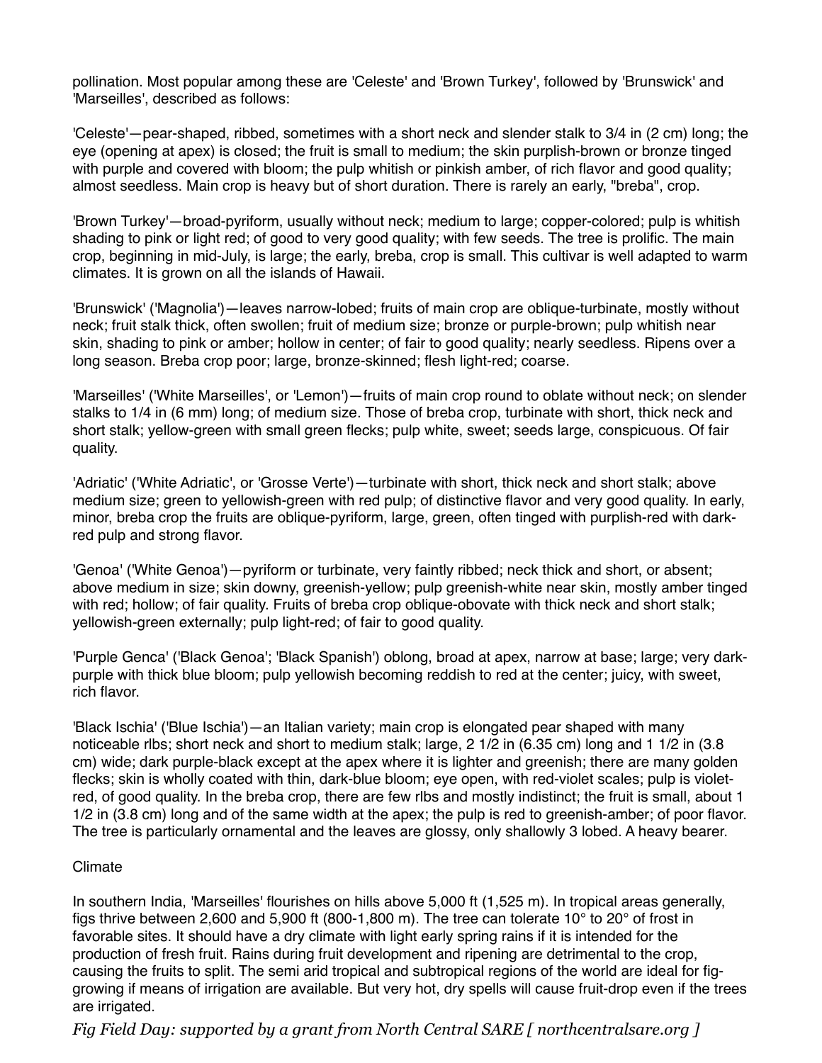pollination. Most popular among these are 'Celeste' and 'Brown Turkey', followed by 'Brunswick' and 'Marseilles', described as follows:

'Celeste'—pear-shaped, ribbed, sometimes with a short neck and slender stalk to 3/4 in (2 cm) long; the eye (opening at apex) is closed; the fruit is small to medium; the skin purplish-brown or bronze tinged with purple and covered with bloom; the pulp whitish or pinkish amber, of rich flavor and good quality; almost seedless. Main crop is heavy but of short duration. There is rarely an early, "breba", crop.

'Brown Turkey'—broad-pyriform, usually without neck; medium to large; copper-colored; pulp is whitish shading to pink or light red; of good to very good quality; with few seeds. The tree is prolific. The main crop, beginning in mid-July, is large; the early, breba, crop is small. This cultivar is well adapted to warm climates. It is grown on all the islands of Hawaii.

'Brunswick' ('Magnolia')—leaves narrow-lobed; fruits of main crop are oblique-turbinate, mostly without neck; fruit stalk thick, often swollen; fruit of medium size; bronze or purple-brown; pulp whitish near skin, shading to pink or amber; hollow in center; of fair to good quality; nearly seedless. Ripens over a long season. Breba crop poor; large, bronze-skinned; flesh light-red; coarse.

'Marseilles' ('White Marseilles', or 'Lemon')—fruits of main crop round to oblate without neck; on slender stalks to 1/4 in (6 mm) long; of medium size. Those of breba crop, turbinate with short, thick neck and short stalk; yellow-green with small green flecks; pulp white, sweet; seeds large, conspicuous. Of fair quality.

'Adriatic' ('White Adriatic', or 'Grosse Verte')—turbinate with short, thick neck and short stalk; above medium size; green to yellowish-green with red pulp; of distinctive flavor and very good quality. In early, minor, breba crop the fruits are oblique-pyriform, large, green, often tinged with purplish-red with dark-red pulp and strong flavor.

'Genoa' ('White Genoa')—pyriform or turbinate, very faintly ribbed; neck thick and short, or absent; above medium in size; skin downy, greenish-yellow; pulp greenish-white near skin, mostly amber tinged with red; hollow; of fair quality. Fruits of breba crop oblique-obovate with thick neck and short stalk; yellowish-green externally; pulp light-red; of fair to good quality.

'Purple Genca' ('Black Genoa'; 'Black Spanish') oblong, broad at apex, narrow at base; large; very dark-purple with thick blue bloom; pulp yellowish becoming reddish to red at the center; juicy, with sweet, rich flavor.

'Black Ischia' ('Blue Ischia')—an Italian variety; main crop is elongated pear shaped with many noticeable rlbs; short neck and short to medium stalk; large, 2 1/2 in (6.35 cm) long and 1 1/2 in (3.8 cm) wide; dark purple-black except at the apex where it is lighter and greenish; there are many golden flecks; skin is wholly coated with thin, dark-blue bloom; eye open, with red-violet scales; pulp is violet-red, of good quality. In the breba crop, there are few rlbs and mostly indistinct; the fruit is small, about 1 1/2 in (3.8 cm) long and of the same width at the apex; the pulp is red to greenish-amber; of poor flavor. The tree is particularly ornamental and the leaves are glossy, only shallowly 3 lobed. A heavy bearer.

## Climate

In southern India, 'Marseilles' flourishes on hills above 5,000 ft (1,525 m). In tropical areas generally, figs thrive between 2,600 and 5,900 ft (800-1,800 m). The tree can tolerate 10° to 20° of frost in favorable sites. It should have a dry climate with light early spring rains if it is intended for the production of fresh fruit. Rains during fruit development and ripening are detrimental to the crop, causing the fruits to split. The semi arid tropical and subtropical regions of the world are ideal for fig-growing if means of irrigation are available. But very hot, dry spells will cause fruit-drop even if the trees are irrigated.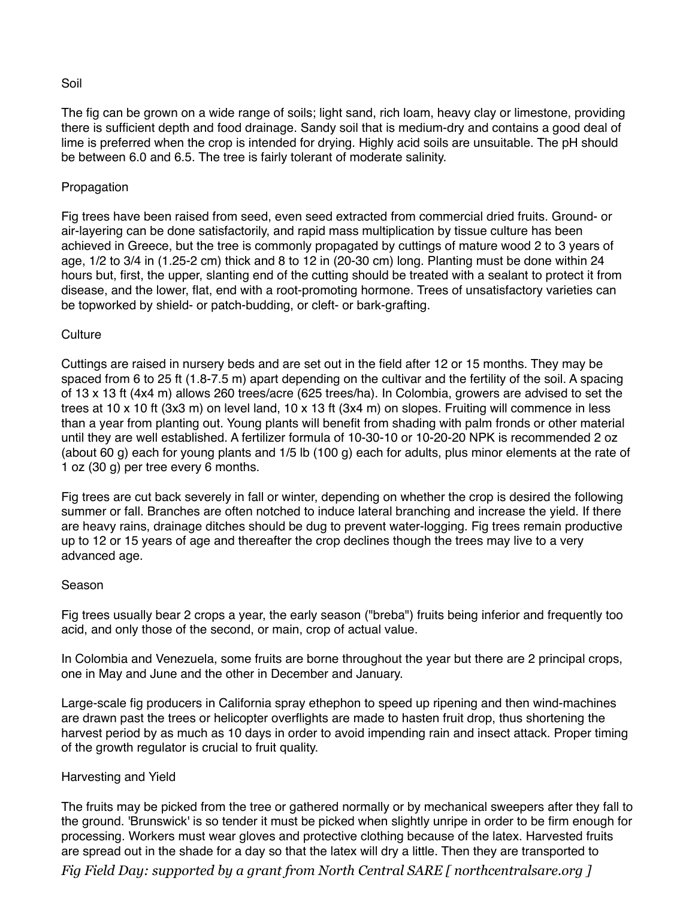## Soil

The fig can be grown on a wide range of soils; light sand, rich loam, heavy clay or limestone, providing there is sufficient depth and food drainage. Sandy soil that is medium-dry and contains a good deal of lime is preferred when the crop is intended for drying. Highly acid soils are unsuitable. The pH should be between 6.0 and 6.5. The tree is fairly tolerant of moderate salinity.

## Propagation

Fig trees have been raised from seed, even seed extracted from commercial dried fruits. Ground- or air-layering can be done satisfactorily, and rapid mass multiplication by tissue culture has been achieved in Greece, but the tree is commonly propagated by cuttings of mature wood 2 to 3 years of age, 1/2 to 3/4 in (1.25-2 cm) thick and 8 to 12 in (20-30 cm) long. Planting must be done within 24 hours but, first, the upper, slanting end of the cutting should be treated with a sealant to protect it from disease, and the lower, flat, end with a root-promoting hormone. Trees of unsatisfactory varieties can be topworked by shield- or patch-budding, or cleft- or bark-grafting.

## Culture

Cuttings are raised in nursery beds and are set out in the field after 12 or 15 months. They may be spaced from 6 to 25 ft (1.8-7.5 m) apart depending on the cultivar and the fertility of the soil. A spacing of 13 x 13 ft (4x4 m) allows 260 trees/acre (625 trees/ha). In Colombia, growers are advised to set the trees at 10 x 10 ft (3x3 m) on level land, 10 x 13 ft (3x4 m) on slopes. Fruiting will commence in less than a year from planting out. Young plants will benefit from shading with palm fronds or other material until they are well established. A fertilizer formula of 10-30-10 or 10-20-20 NPK is recommended 2 oz (about 60 g) each for young plants and 1/5 lb (100 g) each for adults, plus minor elements at the rate of 1 oz (30 g) per tree every 6 months.

Fig trees are cut back severely in fall or winter, depending on whether the crop is desired the following summer or fall. Branches are often notched to induce lateral branching and increase the yield. If there are heavy rains, drainage ditches should be dug to prevent water-logging. Fig trees remain productive up to 12 or 15 years of age and thereafter the crop declines though the trees may live to a very advanced age.

## Season

Fig trees usually bear 2 crops a year, the early season ("breba") fruits being inferior and frequently too acid, and only those of the second, or main, crop of actual value.

In Colombia and Venezuela, some fruits are borne throughout the year but there are 2 principal crops, one in May and June and the other in December and January.

Large-scale fig producers in California spray ethephon to speed up ripening and then wind-machines are drawn past the trees or helicopter overflights are made to hasten fruit drop, thus shortening the harvest period by as much as 10 days in order to avoid impending rain and insect attack. Proper timing of the growth regulator is crucial to fruit quality.

## Harvesting and Yield

The fruits may be picked from the tree or gathered normally or by mechanical sweepers after they fall to the ground. 'Brunswick' is so tender it must be picked when slightly unripe in order to be firm enough for processing. Workers must wear gloves and protective clothing because of the latex. Harvested fruits are spread out in the shade for a day so that the latex will dry a little. Then they are transported to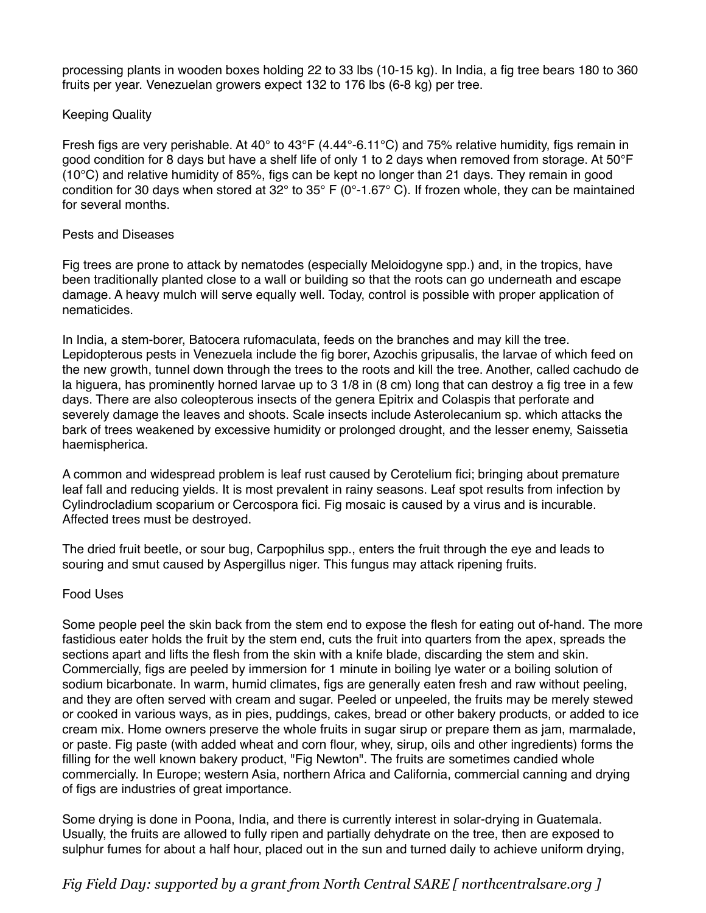processing plants in wooden boxes holding 22 to 33 lbs (10-15 kg). In India, a fig tree bears 180 to 360 fruits per year. Venezuelan growers expect 132 to 176 lbs (6-8 kg) per tree.

## Keeping Quality

Fresh figs are very perishable. At 40° to 43°F (4.44°-6.11°C) and 75% relative humidity, figs remain in good condition for 8 days but have a shelf life of only 1 to 2 days when removed from storage. At 50°F (10°C) and relative humidity of 85%, figs can be kept no longer than 21 days. They remain in good condition for 30 days when stored at 32° to 35° F (0°-1.67° C). If frozen whole, they can be maintained for several months.

## Pests and Diseases

Fig trees are prone to attack by nematodes (especially Meloidogyne spp.) and, in the tropics, have been traditionally planted close to a wall or building so that the roots can go underneath and escape damage. A heavy mulch will serve equally well. Today, control is possible with proper application of nematicides.

In India, a stem-borer, Batocera rufomaculata, feeds on the branches and may kill the tree. Lepidopterous pests in Venezuela include the fig borer, Azochis gripusalis, the larvae of which feed on the new growth, tunnel down through the trees to the roots and kill the tree. Another, called cachudo de la higuera, has prominently horned larvae up to 3 1/8 in (8 cm) long that can destroy a fig tree in a few days. There are also coleopterous insects of the genera Epitrix and Colaspis that perforate and severely damage the leaves and shoots. Scale insects include Asterolecanium sp. which attacks the bark of trees weakened by excessive humidity or prolonged drought, and the lesser enemy, Saissetia haemispherica.

A common and widespread problem is leaf rust caused by Cerotelium fici; bringing about premature leaf fall and reducing yields. It is most prevalent in rainy seasons. Leaf spot results from infection by Cylindrocladium scoparium or Cercospora fici. Fig mosaic is caused by a virus and is incurable. Affected trees must be destroyed.

The dried fruit beetle, or sour bug, Carpophilus spp., enters the fruit through the eye and leads to souring and smut caused by Aspergillus niger. This fungus may attack ripening fruits.

## Food Uses

Some people peel the skin back from the stem end to expose the flesh for eating out of-hand. The more fastidious eater holds the fruit by the stem end, cuts the fruit into quarters from the apex, spreads the sections apart and lifts the flesh from the skin with a knife blade, discarding the stem and skin. Commercially, figs are peeled by immersion for 1 minute in boiling lye water or a boiling solution of sodium bicarbonate. In warm, humid climates, figs are generally eaten fresh and raw without peeling, and they are often served with cream and sugar. Peeled or unpeeled, the fruits may be merely stewed or cooked in various ways, as in pies, puddings, cakes, bread or other bakery products, or added to ice cream mix. Home owners preserve the whole fruits in sugar sirup or prepare them as jam, marmalade, or paste. Fig paste (with added wheat and corn flour, whey, sirup, oils and other ingredients) forms the filling for the well known bakery product, "Fig Newton". The fruits are sometimes candied whole commercially. In Europe; western Asia, northern Africa and California, commercial canning and drying of figs are industries of great importance.

Some drying is done in Poona, India, and there is currently interest in solar-drying in Guatemala. Usually, the fruits are allowed to fully ripen and partially dehydrate on the tree, then are exposed to sulphur fumes for about a half hour, placed out in the sun and turned daily to achieve uniform drying,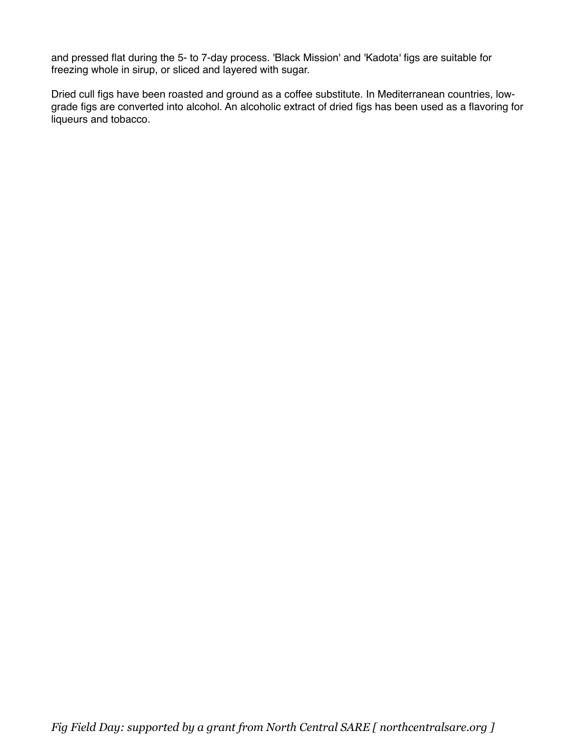and pressed flat during the 5- to 7-day process. 'Black Mission' and 'Kadota' figs are suitable for freezing whole in sirup, or sliced and layered with sugar.

Dried cull figs have been roasted and ground as a coffee substitute. In Mediterranean countries, low-grade figs are converted into alcohol. An alcoholic extract of dried figs has been used as a flavoring for liqueurs and tobacco.